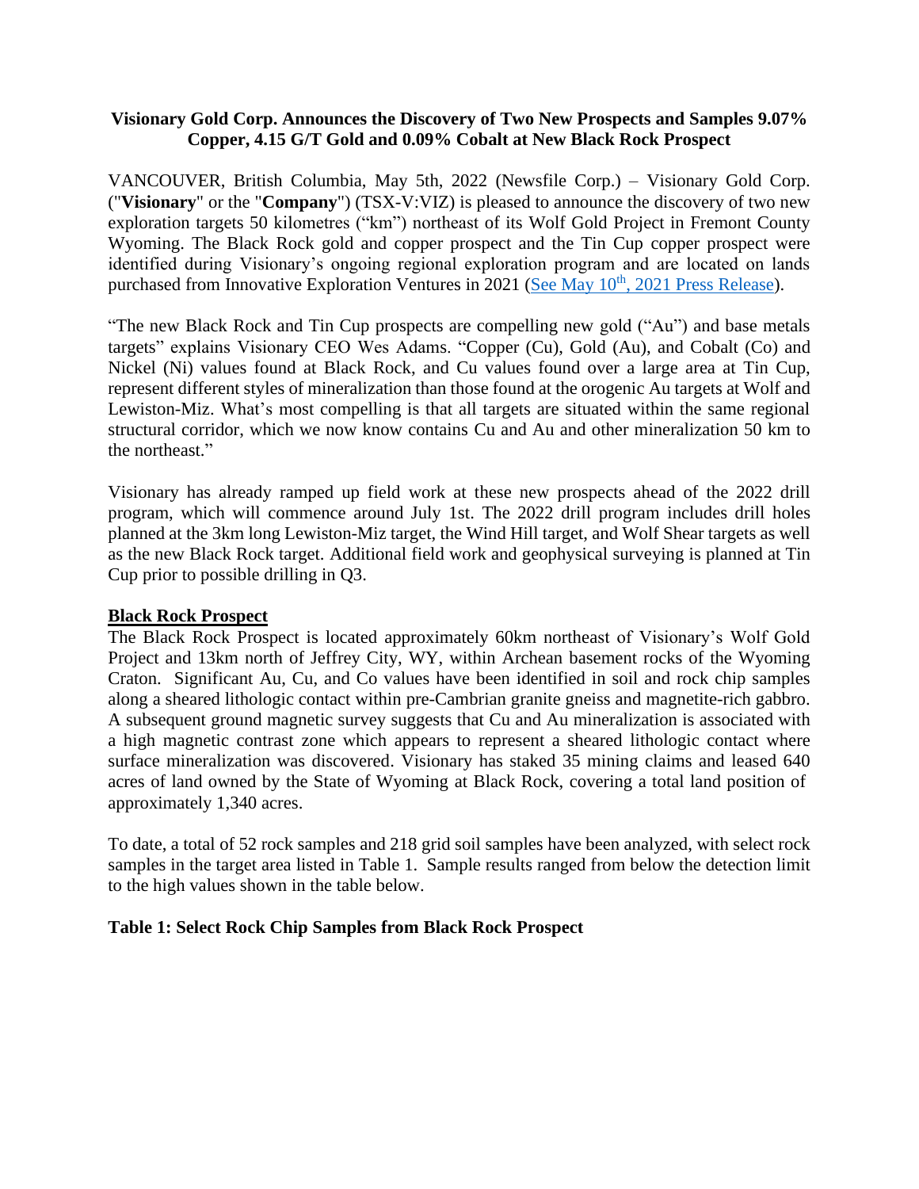**Visionary Gold Corp. Announces the Discovery of Two New Prospects and Samples 9.07% Copper, 4.15 G/T Gold and 0.09% Cobalt at New Black Rock Prospect**

VANCOUVER, British Columbia, May 5th, 2022 (Newsfile Corp.) – Visionary Gold Corp. ("**Visionary**" or the "**Company**") (TSX-V:VIZ) is pleased to announce the discovery of two new exploration targets 50 kilometres ("km") northeast of its Wolf Gold Project in Fremont County Wyoming. The Black Rock gold and copper prospect and the Tin Cup copper prospect were identified during Visionary's ongoing regional exploration program and are located on lands purchased from Innovative Exploration Ventures in 2021 ([See May 10th, 2021 Press Release]()).

"The new Black Rock and Tin Cup prospects are compelling new gold ("Au") and base metals targets" explains Visionary CEO Wes Adams. "Copper (Cu), Gold (Au), and Cobalt (Co) and Nickel (Ni) values found at Black Rock, and Cu values found over a large area at Tin Cup, represent different styles of mineralization than those found at the orogenic Au targets at Wolf and Lewiston-Miz. What's most compelling is that all targets are situated within the same regional structural corridor, which we now know contains Cu and Au and other mineralization 50 km to the northeast."

Visionary has already ramped up field work at these new prospects ahead of the 2022 drill program, which will commence around July 1st. The 2022 drill program includes drill holes planned at the 3km long Lewiston-Miz target, the Wind Hill target, and Wolf Shear targets as well as the new Black Rock target. Additional field work and geophysical surveying is planned at Tin Cup prior to possible drilling in Q3.

**Black Rock Prospect**

The Black Rock Prospect is located approximately 60km northeast of Visionary's Wolf Gold Project and 13km north of Jeffrey City, WY, within Archean basement rocks of the Wyoming Craton. Significant Au, Cu, and Co values have been identified in soil and rock chip samples along a sheared lithologic contact within pre-Cambrian granite gneiss and magnetite-rich gabbro. A subsequent ground magnetic survey suggests that Cu and Au mineralization is associated with a high magnetic contrast zone which appears to represent a sheared lithologic contact where surface mineralization was discovered. Visionary has staked 35 mining claims and leased 640 acres of land owned by the State of Wyoming at Black Rock, covering a total land position of approximately 1,340 acres.

To date, a total of 52 rock samples and 218 grid soil samples have been analyzed, with select rock samples in the target area listed in Table 1. Sample results ranged from below the detection limit to the high values shown in the table below.

**Table 1: Select Rock Chip Samples from Black Rock Prospect**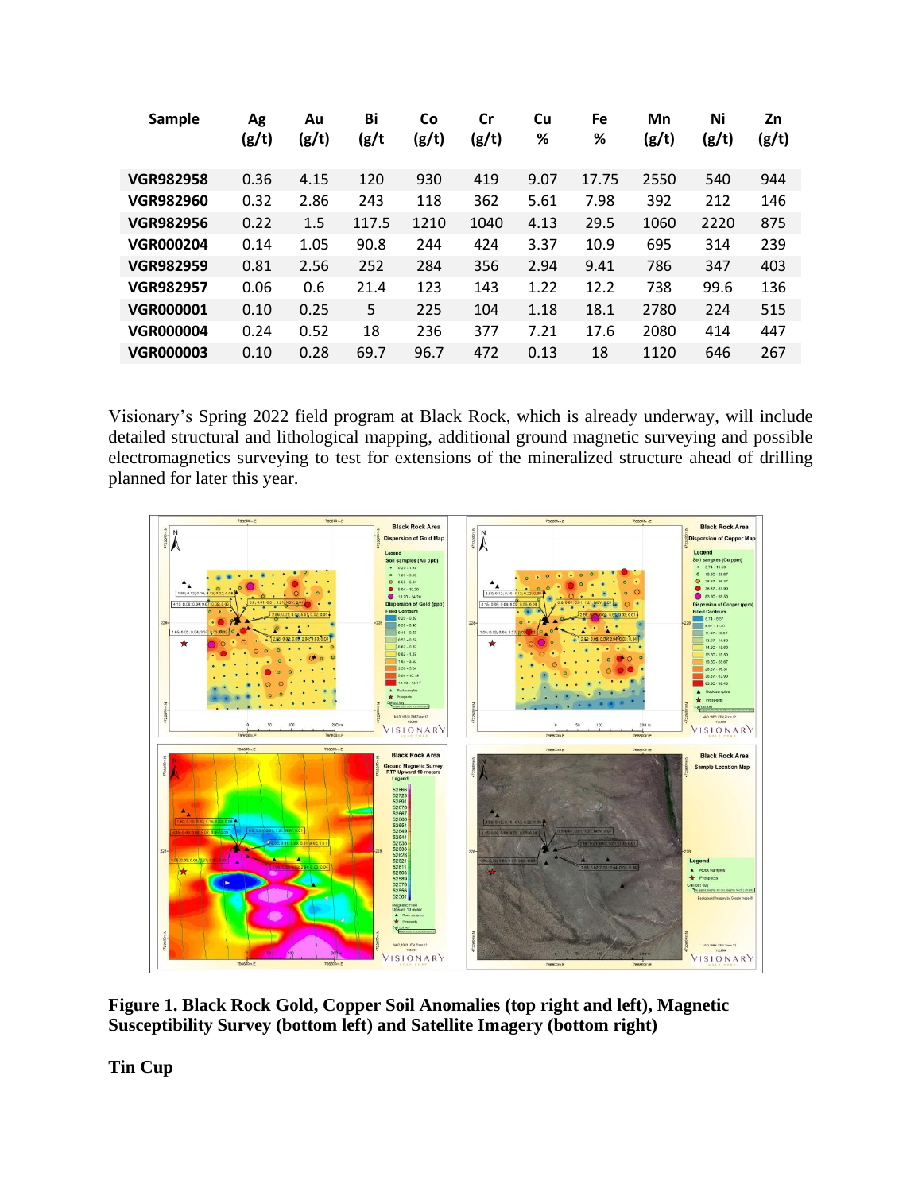| Sample | Ag (g/t) | Au (g/t) | Bi (g/t | Co (g/t) | Cr (g/t) | Cu % | Fe % | Mn (g/t) | Ni (g/t) | Zn (g/t) |
|---|---|---|---|---|---|---|---|---|---|---|
| **VGR982958** | 0.36 | 4.15 | 120 | 930 | 419 | 9.07 | 17.75 | 2550 | 540 | 944 |
| **VGR982960** | 0.32 | 2.86 | 243 | 118 | 362 | 5.61 | 7.98 | 392 | 212 | 146 |
| **VGR982956** | 0.22 | 1.5 | 117.5 | 1210 | 1040 | 4.13 | 29.5 | 1060 | 2220 | 875 |
| **VGR000204** | 0.14 | 1.05 | 90.8 | 244 | 424 | 3.37 | 10.9 | 695 | 314 | 239 |
| **VGR982959** | 0.81 | 2.56 | 252 | 284 | 356 | 2.94 | 9.41 | 786 | 347 | 403 |
| **VGR982957** | 0.06 | 0.6 | 21.4 | 123 | 143 | 1.22 | 12.2 | 738 | 99.6 | 136 |
| **VGR000001** | 0.10 | 0.25 | 5 | 225 | 104 | 1.18 | 18.1 | 2780 | 224 | 515 |
| **VGR000004** | 0.24 | 0.52 | 18 | 236 | 377 | 7.21 | 17.6 | 2080 | 414 | 447 |
| **VGR000003** | 0.10 | 0.28 | 69.7 | 96.7 | 472 | 0.13 | 18 | 1120 | 646 | 267 |

Visionary's Spring 2022 field program at Black Rock, which is already underway, will include detailed structural and lithological mapping, additional ground magnetic surveying and possible electromagnetics surveying to test for extensions of the mineralized structure ahead of drilling planned for later this year.

**Figure 1. Black Rock Gold, Copper Soil Anomalies (top right and left), Magnetic Susceptibility Survey (bottom left) and Satellite Imagery (bottom right)**

**Tin Cup**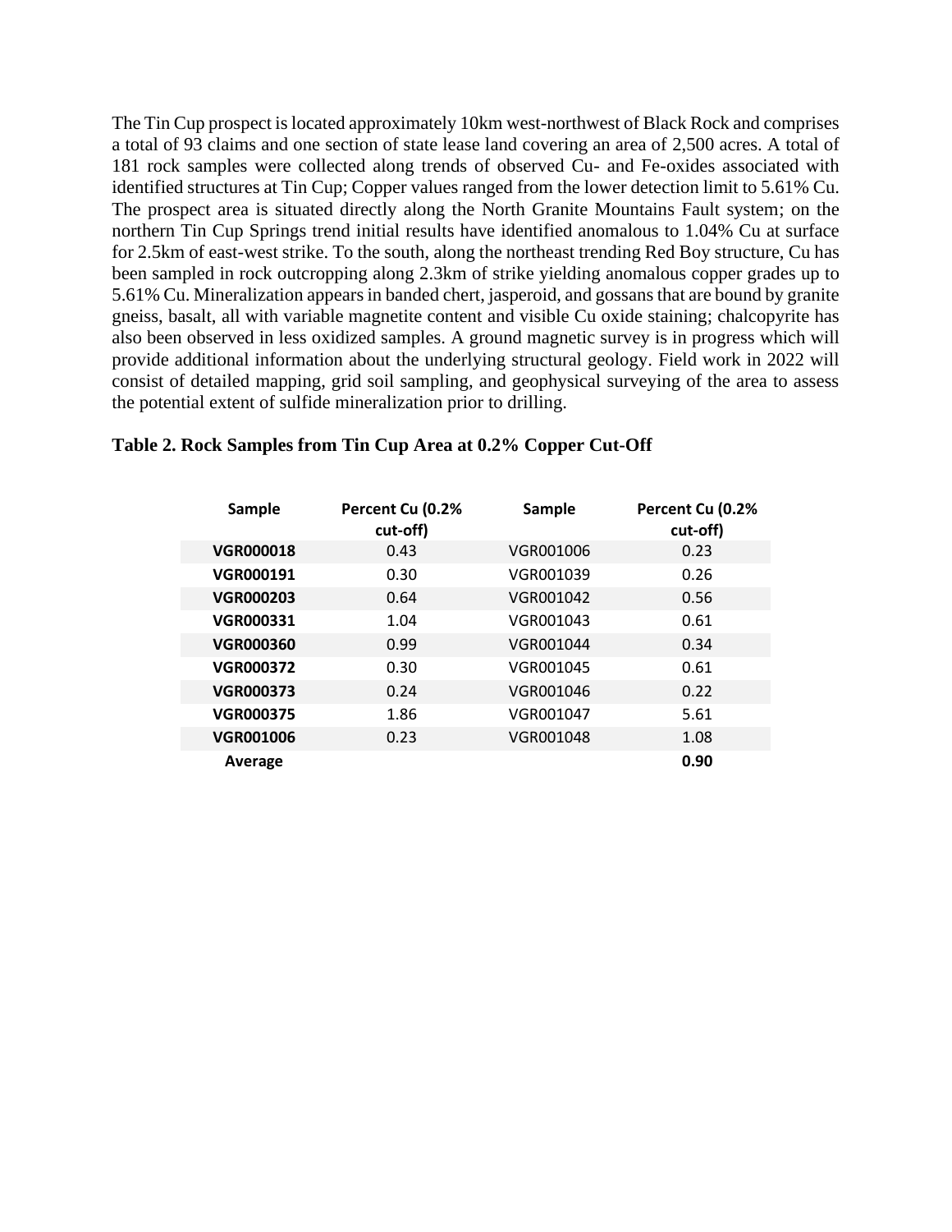The Tin Cup prospect is located approximately 10km west-northwest of Black Rock and comprises a total of 93 claims and one section of state lease land covering an area of 2,500 acres. A total of 181 rock samples were collected along trends of observed Cu- and Fe-oxides associated with identified structures at Tin Cup; Copper values ranged from the lower detection limit to 5.61% Cu. The prospect area is situated directly along the North Granite Mountains Fault system; on the northern Tin Cup Springs trend initial results have identified anomalous to 1.04% Cu at surface for 2.5km of east-west strike. To the south, along the northeast trending Red Boy structure, Cu has been sampled in rock outcropping along 2.3km of strike yielding anomalous copper grades up to 5.61% Cu. Mineralization appears in banded chert, jasperoid, and gossans that are bound by granite gneiss, basalt, all with variable magnetite content and visible Cu oxide staining; chalcopyrite has also been observed in less oxidized samples. A ground magnetic survey is in progress which will provide additional information about the underlying structural geology. Field work in 2022 will consist of detailed mapping, grid soil sampling, and geophysical surveying of the area to assess the potential extent of sulfide mineralization prior to drilling.

**Table 2. Rock Samples from Tin Cup Area at 0.2% Copper Cut-Off**

| Sample | Percent Cu (0.2% cut-off) | Sample | Percent Cu (0.2% cut-off) |
|---|---|---|---|
| **VGR000018** | 0.43 | VGR001006 | 0.23 |
| **VGR000191** | 0.30 | VGR001039 | 0.26 |
| **VGR000203** | 0.64 | VGR001042 | 0.56 |
| **VGR000331** | 1.04 | VGR001043 | 0.61 |
| **VGR000360** | 0.99 | VGR001044 | 0.34 |
| **VGR000372** | 0.30 | VGR001045 | 0.61 |
| **VGR000373** | 0.24 | VGR001046 | 0.22 |
| **VGR000375** | 1.86 | VGR001047 | 5.61 |
| **VGR001006** | 0.23 | VGR001048 | 1.08 |
| **Average** | | | **0.90** |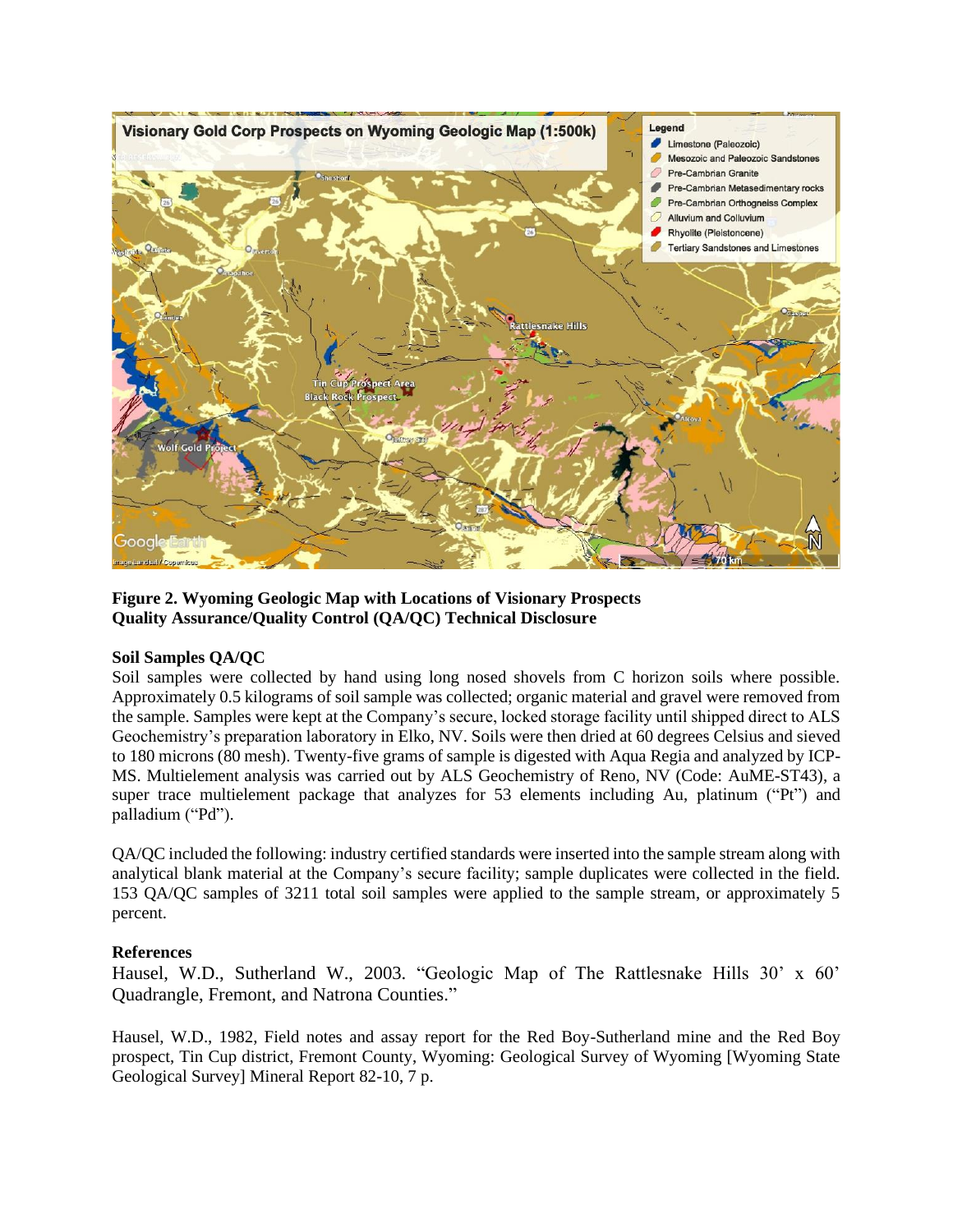**Figure 2. Wyoming Geologic Map with Locations of Visionary Prospects**
**Quality Assurance/Quality Control (QA/QC) Technical Disclosure**

**Soil Samples QA/QC**

Soil samples were collected by hand using long nosed shovels from C horizon soils where possible. Approximately 0.5 kilograms of soil sample was collected; organic material and gravel were removed from the sample. Samples were kept at the Company's secure, locked storage facility until shipped direct to ALS Geochemistry's preparation laboratory in Elko, NV. Soils were then dried at 60 degrees Celsius and sieved to 180 microns (80 mesh). Twenty-five grams of sample is digested with Aqua Regia and analyzed by ICP-MS. Multielement analysis was carried out by ALS Geochemistry of Reno, NV (Code: AuME-ST43), a super trace multielement package that analyzes for 53 elements including Au, platinum ("Pt") and palladium ("Pd").

QA/QC included the following: industry certified standards were inserted into the sample stream along with analytical blank material at the Company's secure facility; sample duplicates were collected in the field. 153 QA/QC samples of 3211 total soil samples were applied to the sample stream, or approximately 5 percent.

**References**

Hausel, W.D., Sutherland W., 2003. "Geologic Map of The Rattlesnake Hills 30' x 60' Quadrangle, Fremont, and Natrona Counties."

Hausel, W.D., 1982, Field notes and assay report for the Red Boy-Sutherland mine and the Red Boy prospect, Tin Cup district, Fremont County, Wyoming: Geological Survey of Wyoming [Wyoming State Geological Survey] Mineral Report 82-10, 7 p.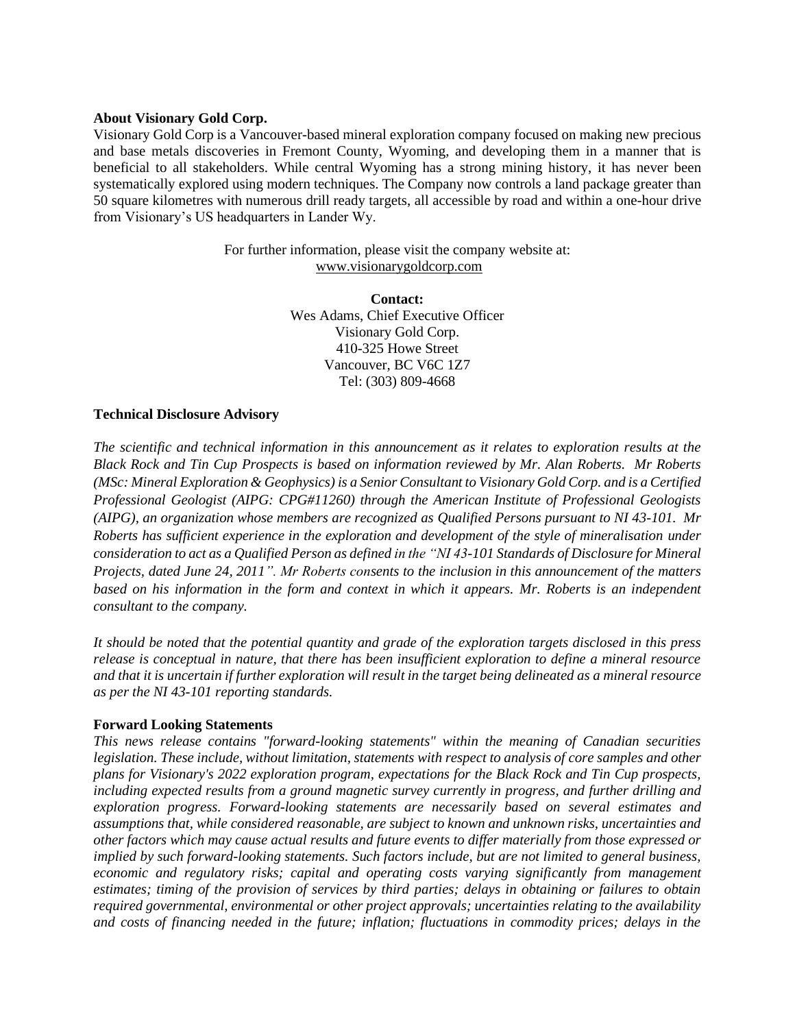**About Visionary Gold Corp.**

Visionary Gold Corp is a Vancouver-based mineral exploration company focused on making new precious and base metals discoveries in Fremont County, Wyoming, and developing them in a manner that is beneficial to all stakeholders. While central Wyoming has a strong mining history, it has never been systematically explored using modern techniques. The Company now controls a land package greater than 50 square kilometres with numerous drill ready targets, all accessible by road and within a one-hour drive from Visionary's US headquarters in Lander Wy.

For further information, please visit the company website at:
www.visionarygoldcorp.com

**Contact:**
Wes Adams, Chief Executive Officer
Visionary Gold Corp.
410-325 Howe Street
Vancouver, BC V6C 1Z7
Tel: (303) 809-4668

**Technical Disclosure Advisory**

*The scientific and technical information in this announcement as it relates to exploration results at the Black Rock and Tin Cup Prospects is based on information reviewed by Mr. Alan Roberts. Mr Roberts (MSc: Mineral Exploration & Geophysics) is a Senior Consultant to Visionary Gold Corp. and is a Certified Professional Geologist (AIPG: CPG#11260) through the American Institute of Professional Geologists (AIPG), an organization whose members are recognized as Qualified Persons pursuant to NI 43-101. Mr Roberts has sufficient experience in the exploration and development of the style of mineralisation under consideration to act as a Qualified Person as defined in the "NI 43-101 Standards of Disclosure for Mineral Projects, dated June 24, 2011". Mr Roberts consents to the inclusion in this announcement of the matters based on his information in the form and context in which it appears. Mr. Roberts is an independent consultant to the company.*

*It should be noted that the potential quantity and grade of the exploration targets disclosed in this press release is conceptual in nature, that there has been insufficient exploration to define a mineral resource and that it is uncertain if further exploration will result in the target being delineated as a mineral resource as per the NI 43-101 reporting standards.*

**Forward Looking Statements**

*This news release contains "forward-looking statements" within the meaning of Canadian securities legislation. These include, without limitation, statements with respect to analysis of core samples and other plans for Visionary's 2022 exploration program, expectations for the Black Rock and Tin Cup prospects, including expected results from a ground magnetic survey currently in progress, and further drilling and exploration progress. Forward-looking statements are necessarily based on several estimates and assumptions that, while considered reasonable, are subject to known and unknown risks, uncertainties and other factors which may cause actual results and future events to differ materially from those expressed or implied by such forward-looking statements. Such factors include, but are not limited to general business, economic and regulatory risks; capital and operating costs varying significantly from management estimates; timing of the provision of services by third parties; delays in obtaining or failures to obtain required governmental, environmental or other project approvals; uncertainties relating to the availability and costs of financing needed in the future; inflation; fluctuations in commodity prices; delays in the*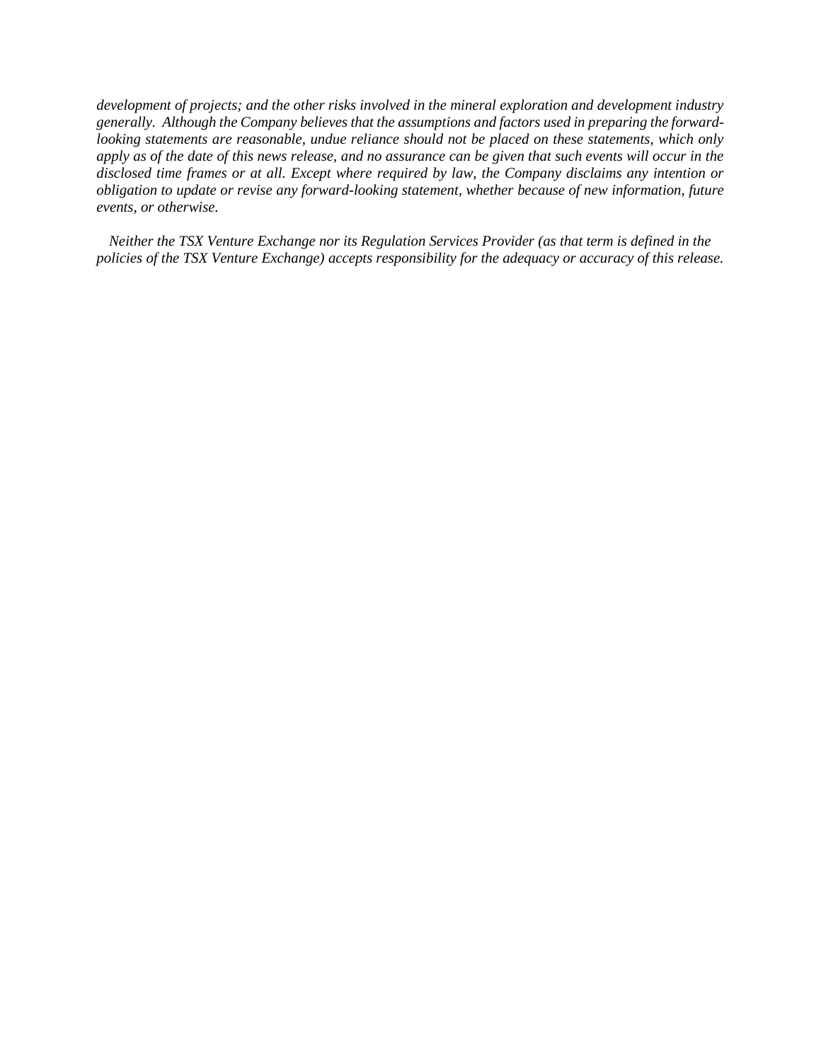*development of projects; and the other risks involved in the mineral exploration and development industry generally. Although the Company believes that the assumptions and factors used in preparing the forward-looking statements are reasonable, undue reliance should not be placed on these statements, which only apply as of the date of this news release, and no assurance can be given that such events will occur in the disclosed time frames or at all. Except where required by law, the Company disclaims any intention or obligation to update or revise any forward-looking statement, whether because of new information, future events, or otherwise.*

*Neither the TSX Venture Exchange nor its Regulation Services Provider (as that term is defined in the policies of the TSX Venture Exchange) accepts responsibility for the adequacy or accuracy of this release.*